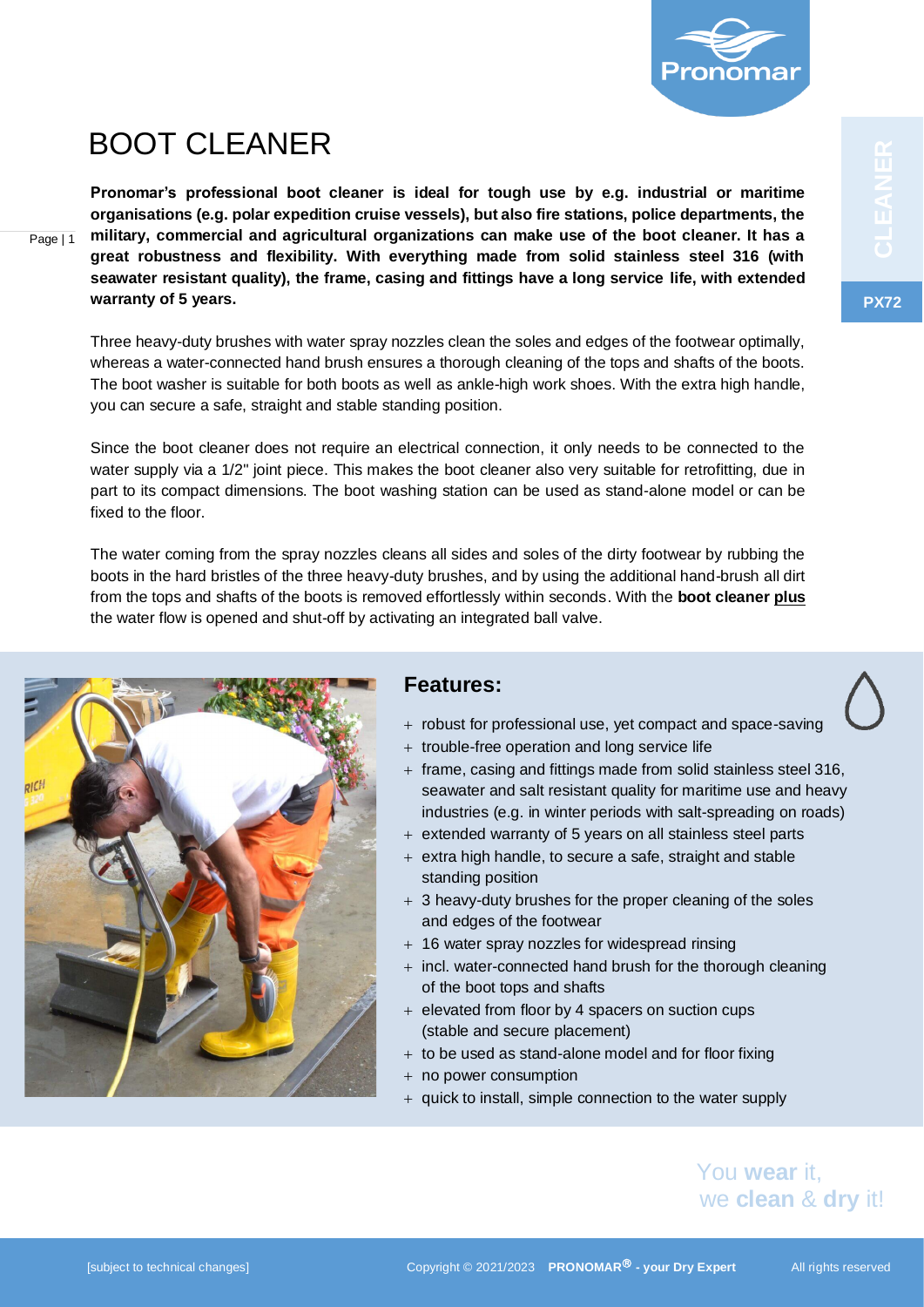# BOOT CLEANER

**Pronomar's professional boot cleaner is ideal for tough use by e.g. industrial or maritime organisations (e.g. polar expedition cruise vessels), but also fire stations, police departments, the military, commercial and agricultural organizations can make use of the boot cleaner. It has a great robustness and flexibility. With everything made from solid stainless steel 316 (with seawater resistant quality), the frame, casing and fittings have a long service life, with extended warranty of 5 years.**

Three heavy-duty brushes with water spray nozzles clean the soles and edges of the footwear optimally, whereas a water-connected hand brush ensures a thorough cleaning of the tops and shafts of the boots. The boot washer is suitable for both boots as well as ankle-high work shoes. With the extra high handle, you can secure a safe, straight and stable standing position.

Since the boot cleaner does not require an electrical connection, it only needs to be connected to the water supply via a 1/2" joint piece. This makes the boot cleaner also very suitable for retrofitting, due in part to its compact dimensions. The boot washing station can be used as stand-alone model or can be fixed to the floor.

The water coming from the spray nozzles cleans all sides and soles of the dirty footwear by rubbing the boots in the hard bristles of the three heavy-duty brushes, and by using the additional hand-brush all dirt from the tops and shafts of the boots is removed effortlessly within seconds. With the **boot cleaner plus** the water flow is opened and shut-off by activating an integrated ball valve.

## Features:

- robust for professional use, yet compact and space-saving
- trouble-free operation and long service life
- frame, casing and fittings made from solid stainless steel 316, seawater and salt resistant quality for maritime use and heavy industries (e.g. in winter periods with salt-spreading on roads)
- extended warranty of 5 years on all stainless steel parts
- extra high handle, to secure a safe, straight and stable standing position
- 3 heavy-duty brushes for the proper cleaning of the soles and edges of the footwear
- 16 water spray nozzles for widespread rinsing
- incl. water-connected hand brush for the thorough cleaning of the boot tops and shafts
- elevated from floor by 4 spacers on suction cups (stable and secure placement)
- to be used as stand-alone model and for floor fixing
- no power consumption
- quick to install, simple connection to the water supply

You **wear** it, we **clean** & **dry** it!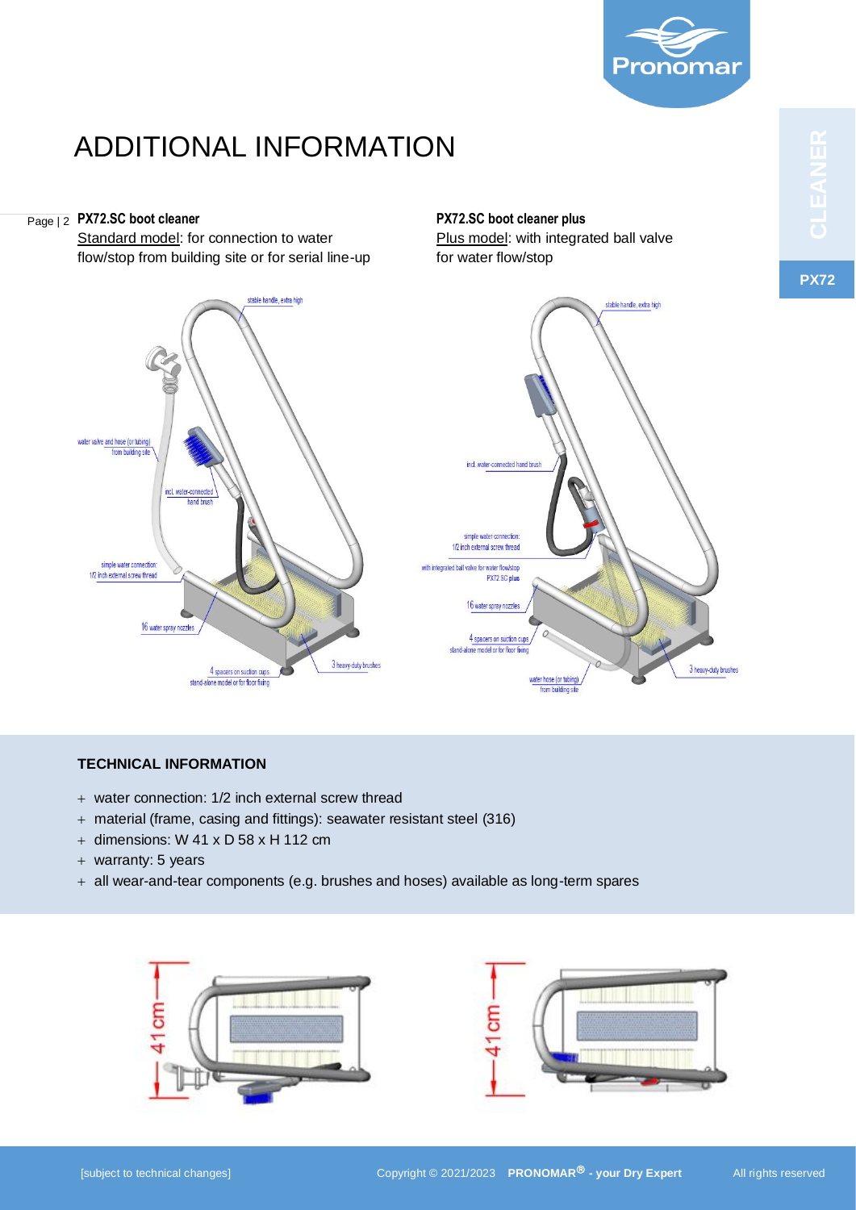# ADDITIONAL INFORMATION

**PX72.SC boot cleaner**
Standard model: for connection to water flow/stop from building site or for serial line-up

stable handle, extra high
water valve and hose (or tubing) from building site
incl. water-connected hand brush
simple water connection: 1/2 inch external screw thread
16 water spray nozzles
4 spacers on suction cups stand-alone model or for floor fixing
3 heavy-duty brushes

**PX72.SC boot cleaner plus**
Plus model: with integrated ball valve for water flow/stop

stable handle, extra high
incl. water-connected hand brush
simple water connection: 1/2 inch external screw thread
with integrated ball valve for water flow/stop PX72.SC **plus**
16 water spray nozzles
4 spacers on suction cups stand-alone model or for floor fixing
water hose (or tubing) from building site
3 heavy-duty brushes

## TECHNICAL INFORMATION

+ water connection: 1/2 inch external screw thread
+ material (frame, casing and fittings): seawater resistant steel (316)
+ dimensions: W 41 x D 58 x H 112 cm
+ warranty: 5 years
+ all wear-and-tear components (e.g. brushes and hoses) available as long-term spares

41 cm

41 cm

[subject to technical changes] Copyright © 2021/2023 **PRONOMAR® - your Dry Expert** All rights reserved